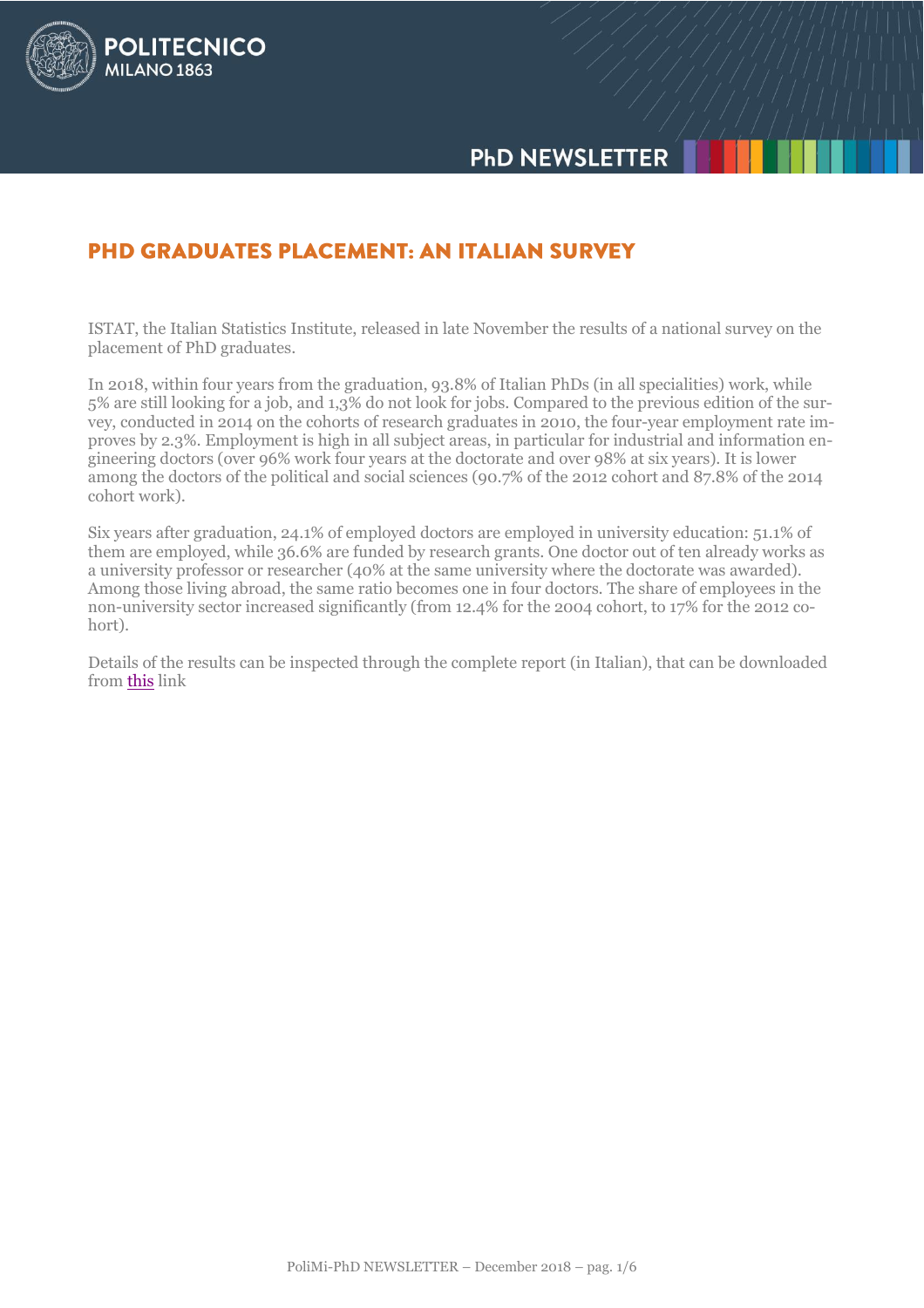# PHD GRADUATES PLACEMENT: AN ITALIAN SURVEY

ISTAT, the Italian Statistics Institute, released in late November the results of a national survey on the placement of PhD graduates.

In 2018, within four years from the graduation, 93.8% of Italian PhDs (in all specialities) work, while 5% are still looking for a job, and 1,3% do not look for jobs. Compared to the previous edition of the survey, conducted in 2014 on the cohorts of research graduates in 2010, the four-year employment rate improves by 2.3%. Employment is high in all subject areas, in particular for industrial and information engineering doctors (over 96% work four years at the doctorate and over 98% at six years). It is lower among the doctors of the political and social sciences (90.7% of the 2012 cohort and 87.8% of the 2014 cohort work).

Six years after graduation, 24.1% of employed doctors are employed in university education: 51.1% of them are employed, while 36.6% are funded by research grants. One doctor out of ten already works as a university professor or researcher (40% at the same university where the doctorate was awarded). Among those living abroad, the same ratio becomes one in four doctors. The share of employees in the non-university sector increased significantly (from 12.4% for the 2004 cohort, to 17% for the 2012 cohort).

Details of the results can be inspected through the complete report (in Italian), that can be downloaded from this link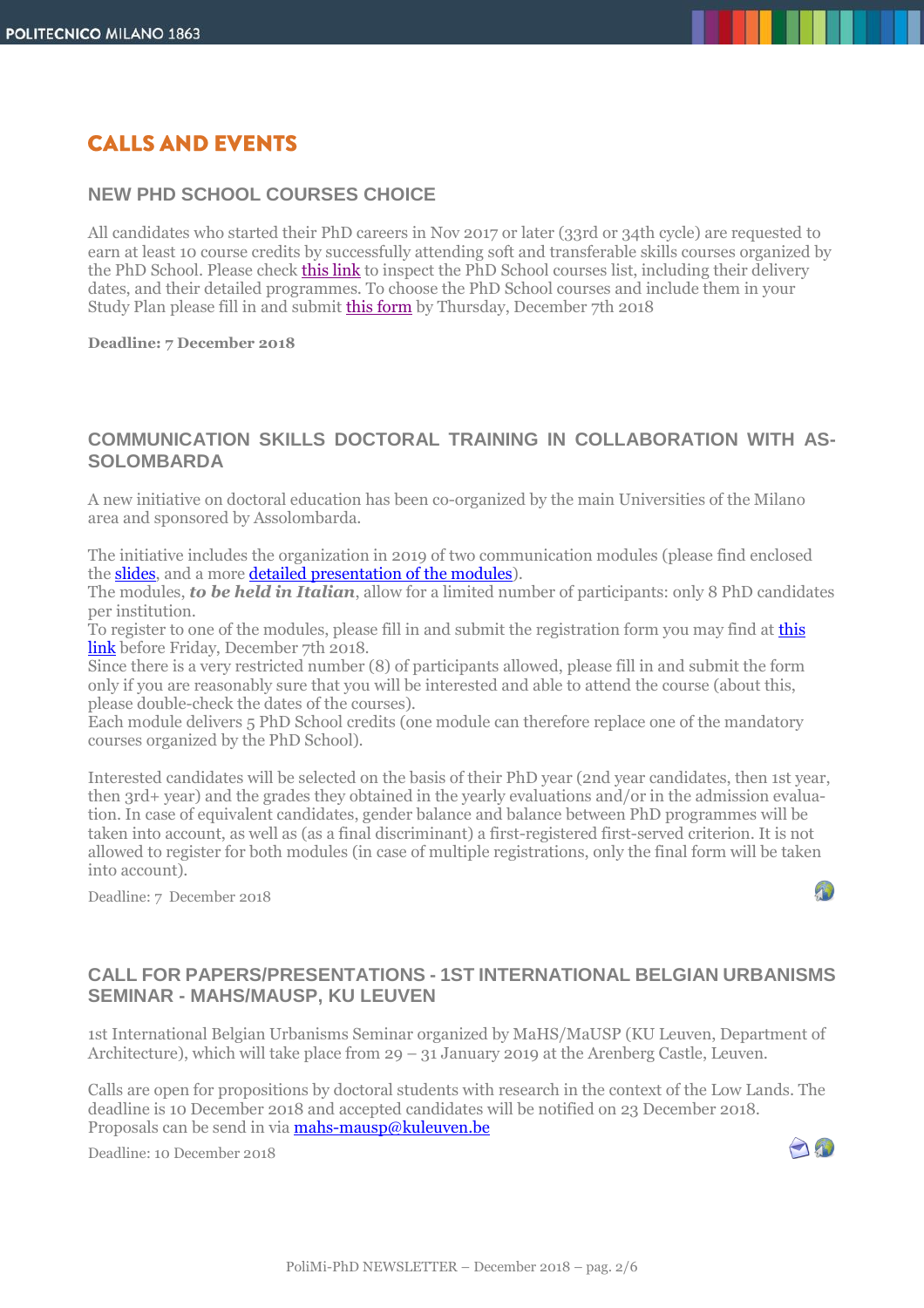# CALLS AND EVENTS

## NEW PHD SCHOOL COURSES CHOICE

All candidates who started their PhD careers in Nov 2017 or later (33rd or 34th cycle) are requested to earn at least 10 course credits by successfully attending soft and transferable skills courses organized by the PhD School. Please check this link to inspect the PhD School courses list, including their delivery dates, and their detailed programmes. To choose the PhD School courses and include them in your Study Plan please fill in and submit this form by Thursday, December 7th 2018

**Deadline: 7 December 2018**

## COMMUNICATION SKILLS DOCTORAL TRAINING IN COLLABORATION WITH ASSOLOMBARDA

A new initiative on doctoral education has been co-organized by the main Universities of the Milano area and sponsored by Assolombarda.

The initiative includes the organization in 2019 of two communication modules (please find enclosed the slides, and a more detailed presentation of the modules).
The modules, ***to be held in Italian***, allow for a limited number of participants: only 8 PhD candidates per institution.
To register to one of the modules, please fill in and submit the registration form you may find at this link before Friday, December 7th 2018.
Since there is a very restricted number (8) of participants allowed, please fill in and submit the form only if you are reasonably sure that you will be interested and able to attend the course (about this, please double-check the dates of the courses).
Each module delivers 5 PhD School credits (one module can therefore replace one of the mandatory courses organized by the PhD School).

Interested candidates will be selected on the basis of their PhD year (2nd year candidates, then 1st year, then 3rd+ year) and the grades they obtained in the yearly evaluations and/or in the admission evaluation. In case of equivalent candidates, gender balance and balance between PhD programmes will be taken into account, as well as (as a final discriminant) a first-registered first-served criterion. It is not allowed to register for both modules (in case of multiple registrations, only the final form will be taken into account).

Deadline: 7 December 2018

## CALL FOR PAPERS/PRESENTATIONS - 1ST INTERNATIONAL BELGIAN URBANISMS SEMINAR - MAHS/MAUSP, KU LEUVEN

1st International Belgian Urbanisms Seminar organized by MaHS/MaUSP (KU Leuven, Department of Architecture), which will take place from 29 – 31 January 2019 at the Arenberg Castle, Leuven.

Calls are open for propositions by doctoral students with research in the context of the Low Lands. The deadline is 10 December 2018 and accepted candidates will be notified on 23 December 2018. Proposals can be send in via mahs-mausp@kuleuven.be

Deadline: 10 December 2018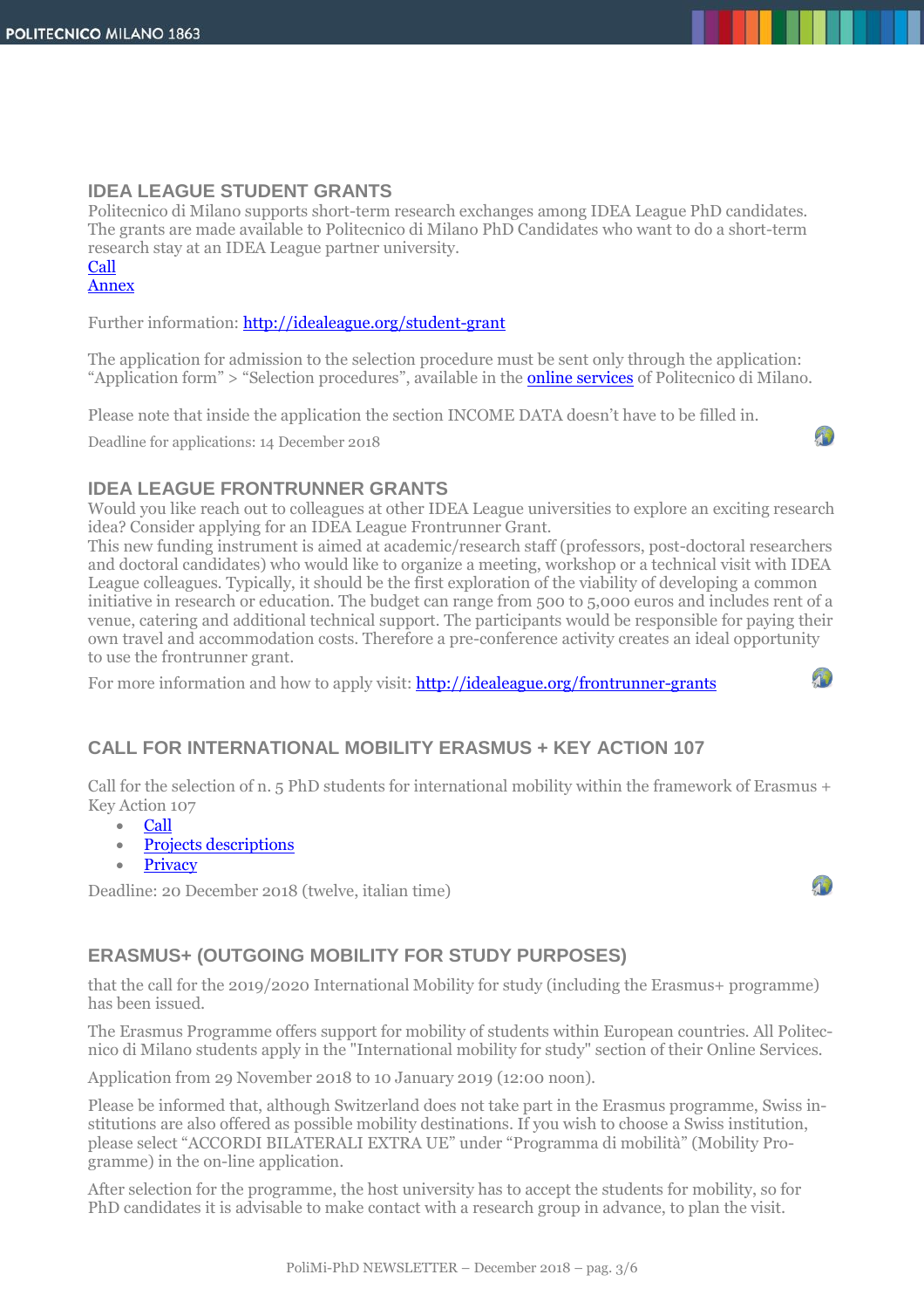## IDEA LEAGUE STUDENT GRANTS

Politecnico di Milano supports short-term research exchanges among IDEA League PhD candidates. The grants are made available to Politecnico di Milano PhD Candidates who want to do a short-term research stay at an IDEA League partner university.

Call

Annex

Further information: http://idealeague.org/student-grant

The application for admission to the selection procedure must be sent only through the application: "Application form" > "Selection procedures", available in the online services of Politecnico di Milano.

Please note that inside the application the section INCOME DATA doesn't have to be filled in.

Deadline for applications: 14 December 2018

## IDEA LEAGUE FRONTRUNNER GRANTS

Would you like reach out to colleagues at other IDEA League universities to explore an exciting research idea? Consider applying for an IDEA League Frontrunner Grant.

This new funding instrument is aimed at academic/research staff (professors, post-doctoral researchers and doctoral candidates) who would like to organize a meeting, workshop or a technical visit with IDEA League colleagues. Typically, it should be the first exploration of the viability of developing a common initiative in research or education. The budget can range from 500 to 5,000 euros and includes rent of a venue, catering and additional technical support. The participants would be responsible for paying their own travel and accommodation costs. Therefore a pre-conference activity creates an ideal opportunity to use the frontrunner grant.

For more information and how to apply visit: http://idealeague.org/frontrunner-grants

## CALL FOR INTERNATIONAL MOBILITY ERASMUS + KEY ACTION 107

Call for the selection of n. 5 PhD students for international mobility within the framework of Erasmus + Key Action 107

- Call
- Projects descriptions
- Privacy

Deadline: 20 December 2018 (twelve, italian time)

## ERASMUS+ (OUTGOING MOBILITY FOR STUDY PURPOSES)

that the call for the 2019/2020 International Mobility for study (including the Erasmus+ programme) has been issued.

The Erasmus Programme offers support for mobility of students within European countries. All Politecnico di Milano students apply in the "International mobility for study" section of their Online Services.

Application from 29 November 2018 to 10 January 2019 (12:00 noon).

Please be informed that, although Switzerland does not take part in the Erasmus programme, Swiss institutions are also offered as possible mobility destinations. If you wish to choose a Swiss institution, please select "ACCORDI BILATERALI EXTRA UE" under "Programma di mobilità" (Mobility Programme) in the on-line application.

After selection for the programme, the host university has to accept the students for mobility, so for PhD candidates it is advisable to make contact with a research group in advance, to plan the visit.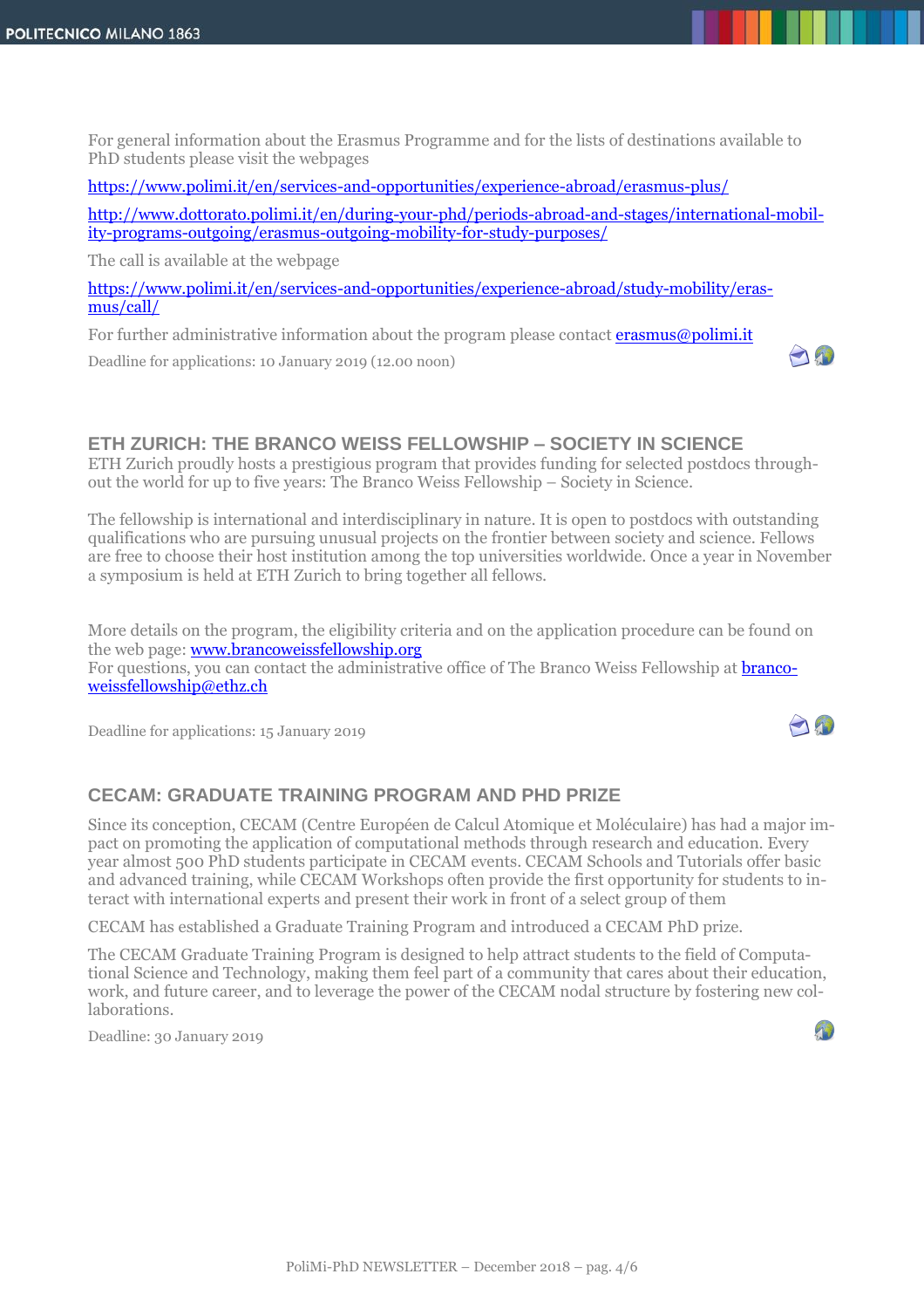For general information about the Erasmus Programme and for the lists of destinations available to PhD students please visit the webpages

https://www.polimi.it/en/services-and-opportunities/experience-abroad/erasmus-plus/

http://www.dottorato.polimi.it/en/during-your-phd/periods-abroad-and-stages/international-mobility-programs-outgoing/erasmus-outgoing-mobility-for-study-purposes/

The call is available at the webpage

https://www.polimi.it/en/services-and-opportunities/experience-abroad/study-mobility/erasmus/call/

For further administrative information about the program please contact erasmus@polimi.it

Deadline for applications: 10 January 2019 (12.00 noon)

## ETH ZURICH: THE BRANCO WEISS FELLOWSHIP – SOCIETY IN SCIENCE

ETH Zurich proudly hosts a prestigious program that provides funding for selected postdocs throughout the world for up to five years: The Branco Weiss Fellowship – Society in Science.

The fellowship is international and interdisciplinary in nature. It is open to postdocs with outstanding qualifications who are pursuing unusual projects on the frontier between society and science. Fellows are free to choose their host institution among the top universities worldwide. Once a year in November a symposium is held at ETH Zurich to bring together all fellows.

More details on the program, the eligibility criteria and on the application procedure can be found on the web page: www.brancoweissfellowship.org
For questions, you can contact the administrative office of The Branco Weiss Fellowship at brancoweissfellowship@ethz.ch

Deadline for applications: 15 January 2019

## CECAM: GRADUATE TRAINING PROGRAM AND PHD PRIZE

Since its conception, CECAM (Centre Européen de Calcul Atomique et Moléculaire) has had a major impact on promoting the application of computational methods through research and education. Every year almost 500 PhD students participate in CECAM events. CECAM Schools and Tutorials offer basic and advanced training, while CECAM Workshops often provide the first opportunity for students to interact with international experts and present their work in front of a select group of them

CECAM has established a Graduate Training Program and introduced a CECAM PhD prize.

The CECAM Graduate Training Program is designed to help attract students to the field of Computational Science and Technology, making them feel part of a community that cares about their education, work, and future career, and to leverage the power of the CECAM nodal structure by fostering new collaborations.

Deadline: 30 January 2019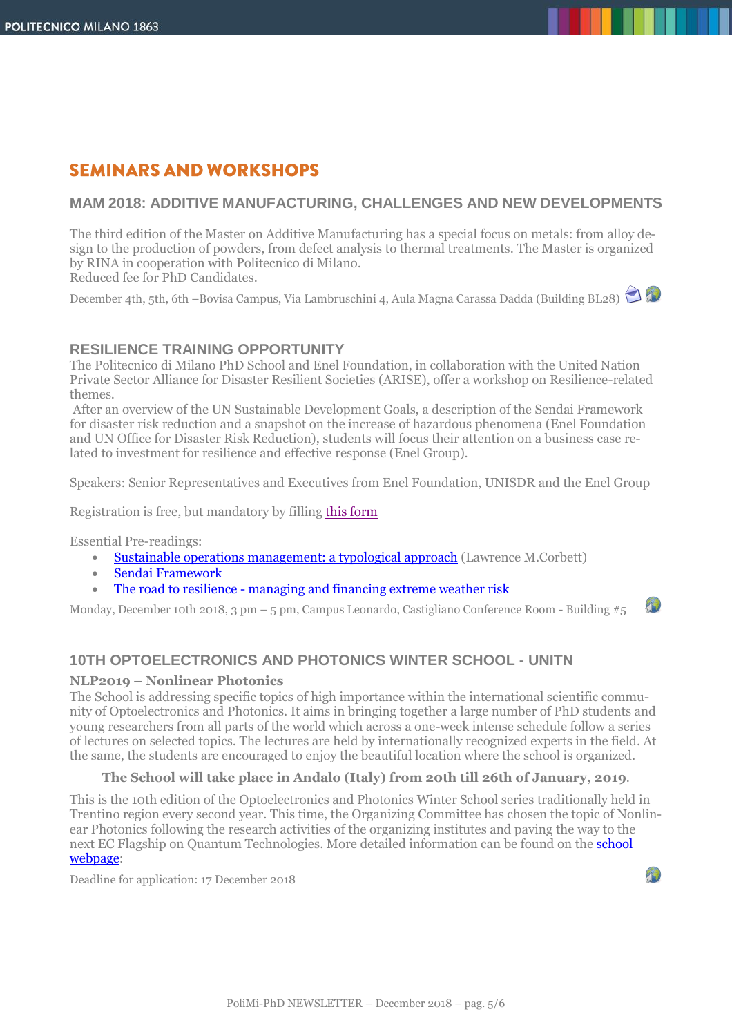## SEMINARS AND WORKSHOPS

### MAM 2018: ADDITIVE MANUFACTURING, CHALLENGES AND NEW DEVELOPMENTS

The third edition of the Master on Additive Manufacturing has a special focus on metals: from alloy design to the production of powders, from defect analysis to thermal treatments. The Master is organized by RINA in cooperation with Politecnico di Milano.
Reduced fee for PhD Candidates.

December 4th, 5th, 6th –Bovisa Campus, Via Lambruschini 4, Aula Magna Carassa Dadda (Building BL28)

### RESILIENCE TRAINING OPPORTUNITY

The Politecnico di Milano PhD School and Enel Foundation, in collaboration with the United Nation Private Sector Alliance for Disaster Resilient Societies (ARISE), offer a workshop on Resilience-related themes.

After an overview of the UN Sustainable Development Goals, a description of the Sendai Framework for disaster risk reduction and a snapshot on the increase of hazardous phenomena (Enel Foundation and UN Office for Disaster Risk Reduction), students will focus their attention on a business case related to investment for resilience and effective response (Enel Group).

Speakers: Senior Representatives and Executives from Enel Foundation, UNISDR and the Enel Group

Registration is free, but mandatory by filling this form

Essential Pre-readings:

- Sustainable operations management: a typological approach (Lawrence M.Corbett)
- Sendai Framework
- The road to resilience - managing and financing extreme weather risk

Monday, December 10th 2018, 3 pm – 5 pm, Campus Leonardo, Castigliano Conference Room - Building #5

### 10TH OPTOELECTRONICS AND PHOTONICS WINTER SCHOOL - UNITN

**NLP2019 – Nonlinear Photonics**

The School is addressing specific topics of high importance within the international scientific community of Optoelectronics and Photonics. It aims in bringing together a large number of PhD students and young researchers from all parts of the world which across a one-week intense schedule follow a series of lectures on selected topics. The lectures are held by internationally recognized experts in the field. At the same, the students are encouraged to enjoy the beautiful location where the school is organized.

**The School will take place in Andalo (Italy) from 20th till 26th of January, 2019.**

This is the 10th edition of the Optoelectronics and Photonics Winter School series traditionally held in Trentino region every second year. This time, the Organizing Committee has chosen the topic of Nonlinear Photonics following the research activities of the organizing institutes and paving the way to the next EC Flagship on Quantum Technologies. More detailed information can be found on the school webpage:

Deadline for application: 17 December 2018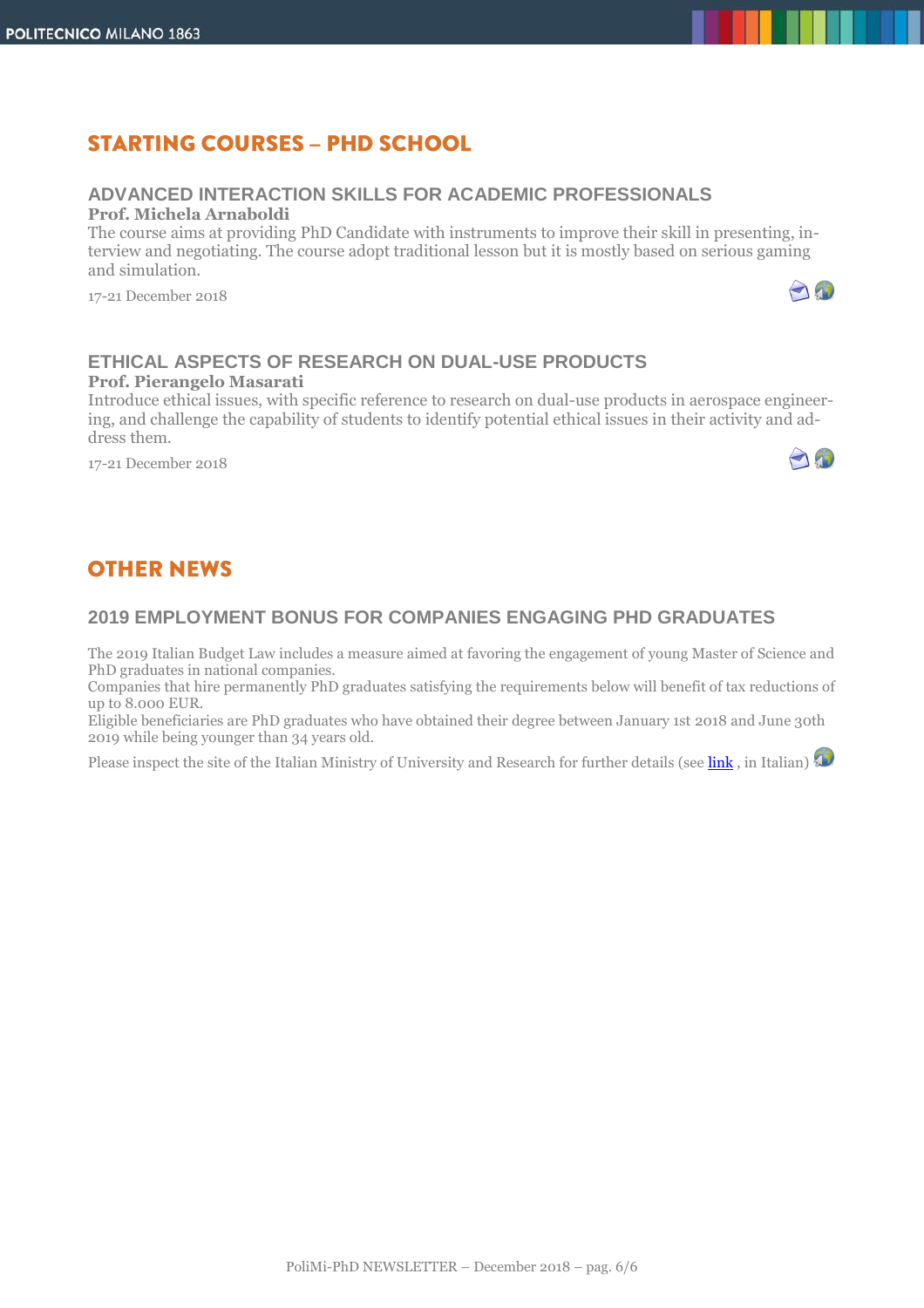## STARTING COURSES – PHD SCHOOL

### ADVANCED INTERACTION SKILLS FOR ACADEMIC PROFESSIONALS

**Prof. Michela Arnaboldi**

The course aims at providing PhD Candidate with instruments to improve their skill in presenting, interview and negotiating. The course adopt traditional lesson but it is mostly based on serious gaming and simulation.

17-21 December 2018

### ETHICAL ASPECTS OF RESEARCH ON DUAL-USE PRODUCTS

**Prof. Pierangelo Masarati**

Introduce ethical issues, with specific reference to research on dual-use products in aerospace engineering, and challenge the capability of students to identify potential ethical issues in their activity and address them.

17-21 December 2018

## OTHER NEWS

### 2019 EMPLOYMENT BONUS FOR COMPANIES ENGAGING PHD GRADUATES

The 2019 Italian Budget Law includes a measure aimed at favoring the engagement of young Master of Science and PhD graduates in national companies.

Companies that hire permanently PhD graduates satisfying the requirements below will benefit of tax reductions of up to 8.000 EUR.

Eligible beneficiaries are PhD graduates who have obtained their degree between January 1st 2018 and June 30th 2019 while being younger than 34 years old.

Please inspect the site of the Italian Ministry of University and Research for further details (see link , in Italian)